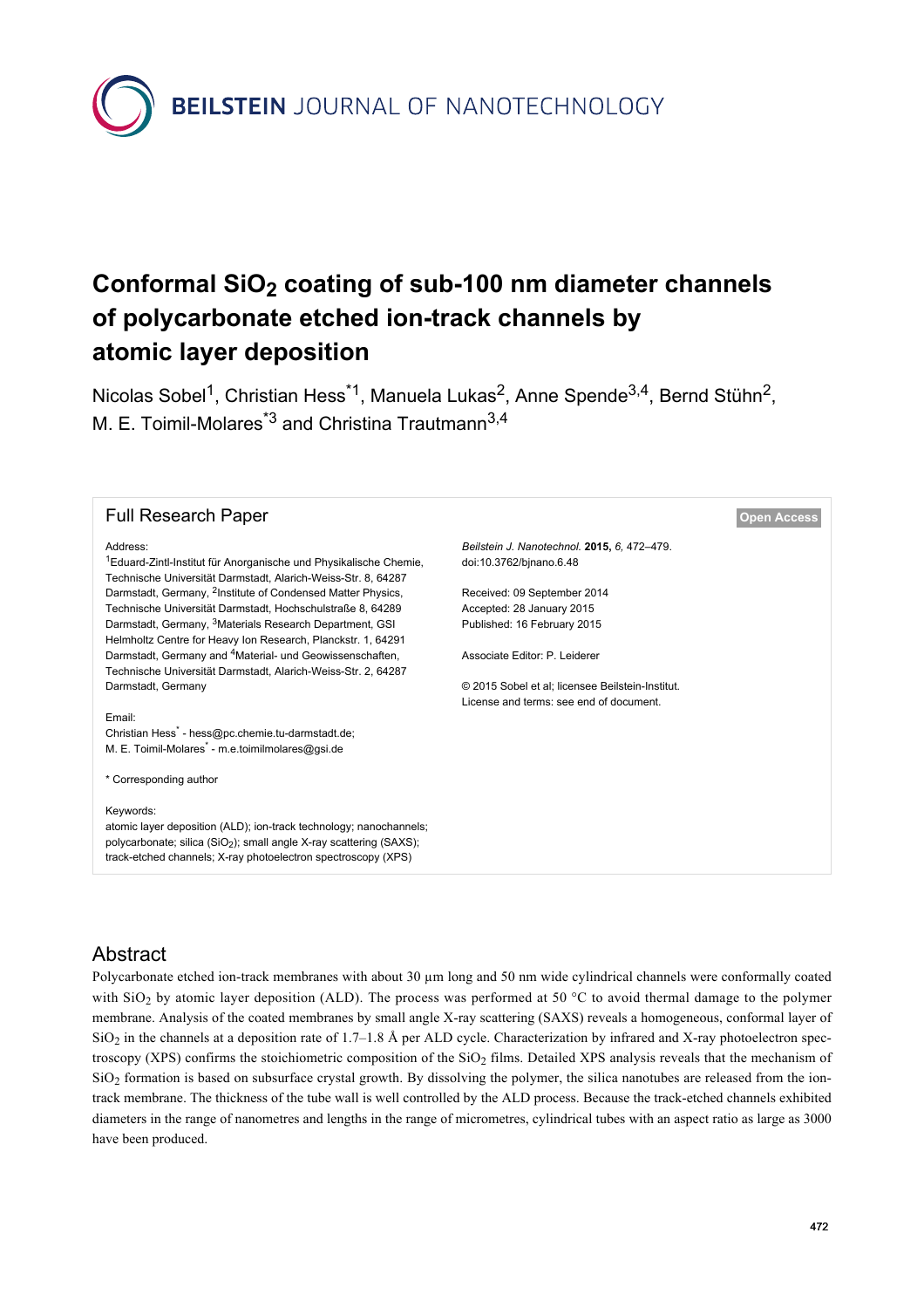# Conformal $SiO_2$ coating of sub-100 nm diameter channels of polycarbonate etched ion-track channels by atomic layer deposition

Nicolas Sobel[1], Christian Hess[*1], Manuela Lukas[2], Anne Spende[3,4], Bernd Stühn[2], M. E. Toimil-Molares[*3] and Christina Trautmann[3,4]

Full Research Paper

Open Access

Address:
[1]Eduard-Zintl-Institut für Anorganische und Physikalische Chemie, Technische Universität Darmstadt, Alarich-Weiss-Str. 8, 64287 Darmstadt, Germany, [2]Institute of Condensed Matter Physics, Technische Universität Darmstadt, Hochschulstraße 8, 64289 Darmstadt, Germany, [3]Materials Research Department, GSI Helmholtz Centre for Heavy Ion Research, Planckstr. 1, 64291 Darmstadt, Germany and [4]Material- und Geowissenschaften, Technische Universität Darmstadt, Alarich-Weiss-Str. 2, 64287 Darmstadt, Germany

Email:
Christian Hess[*] - hess@pc.chemie.tu-darmstadt.de;
M. E. Toimil-Molares[*] - m.e.toimilmolares@gsi.de

\* Corresponding author

Keywords:
atomic layer deposition (ALD); ion-track technology; nanochannels; polycarbonate; silica ($SiO_2$); small angle X-ray scattering (SAXS); track-etched channels; X-ray photoelectron spectroscopy (XPS)

*Beilstein J. Nanotechnol.* **2015,** *6,* 472–479.
doi:10.3762/bjnano.6.48

Received: 09 September 2014
Accepted: 28 January 2015
Published: 16 February 2015

Associate Editor: P. Leiderer

© 2015 Sobel et al; licensee Beilstein-Institut.
License and terms: see end of document.

## Abstract

Polycarbonate etched ion-track membranes with about 30 µm long and 50 nm wide cylindrical channels were conformally coated with $SiO_2$ by atomic layer deposition (ALD). The process was performed at 50 °C to avoid thermal damage to the polymer membrane. Analysis of the coated membranes by small angle X-ray scattering (SAXS) reveals a homogeneous, conformal layer of $SiO_2$ in the channels at a deposition rate of 1.7–1.8 Å per ALD cycle. Characterization by infrared and X-ray photoelectron spectroscopy (XPS) confirms the stoichiometric composition of the $SiO_2$ films. Detailed XPS analysis reveals that the mechanism of $SiO_2$ formation is based on subsurface crystal growth. By dissolving the polymer, the silica nanotubes are released from the ion-track membrane. The thickness of the tube wall is well controlled by the ALD process. Because the track-etched channels exhibited diameters in the range of nanometres and lengths in the range of micrometres, cylindrical tubes with an aspect ratio as large as 3000 have been produced.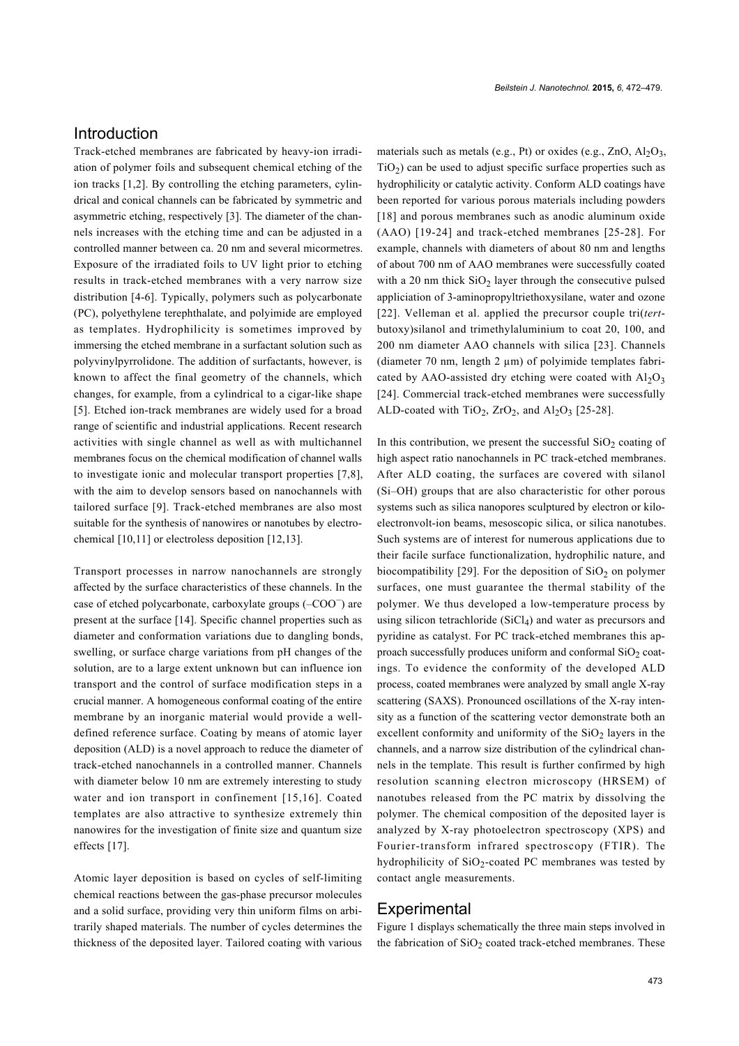## Introduction

Track-etched membranes are fabricated by heavy-ion irradiation of polymer foils and subsequent chemical etching of the ion tracks [1,2]. By controlling the etching parameters, cylindrical and conical channels can be fabricated by symmetric and asymmetric etching, respectively [3]. The diameter of the channels increases with the etching time and can be adjusted in a controlled manner between ca. 20 nm and several micormetres. Exposure of the irradiated foils to UV light prior to etching results in track-etched membranes with a very narrow size distribution [4-6]. Typically, polymers such as polycarbonate (PC), polyethylene terephthalate, and polyimide are employed as templates. Hydrophilicity is sometimes improved by immersing the etched membrane in a surfactant solution such as polyvinylpyrrolidone. The addition of surfactants, however, is known to affect the final geometry of the channels, which changes, for example, from a cylindrical to a cigar-like shape [5]. Etched ion-track membranes are widely used for a broad range of scientific and industrial applications. Recent research activities with single channel as well as with multichannel membranes focus on the chemical modification of channel walls to investigate ionic and molecular transport properties [7,8], with the aim to develop sensors based on nanochannels with tailored surface [9]. Track-etched membranes are also most suitable for the synthesis of nanowires or nanotubes by electrochemical [10,11] or electroless deposition [12,13].

Transport processes in narrow nanochannels are strongly affected by the surface characteristics of these channels. In the case of etched polycarbonate, carboxylate groups ($–COO^−$) are present at the surface [14]. Specific channel properties such as diameter and conformation variations due to dangling bonds, swelling, or surface charge variations from pH changes of the solution, are to a large extent unknown but can influence ion transport and the control of surface modification steps in a crucial manner. A homogeneous conformal coating of the entire membrane by an inorganic material would provide a well-defined reference surface. Coating by means of atomic layer deposition (ALD) is a novel approach to reduce the diameter of track-etched nanochannels in a controlled manner. Channels with diameter below 10 nm are extremely interesting to study water and ion transport in confinement [15,16]. Coated templates are also attractive to synthesize extremely thin nanowires for the investigation of finite size and quantum size effects [17].

Atomic layer deposition is based on cycles of self-limiting chemical reactions between the gas-phase precursor molecules and a solid surface, providing very thin uniform films on arbitrarily shaped materials. The number of cycles determines the thickness of the deposited layer. Tailored coating with various materials such as metals (e.g., Pt) or oxides (e.g., ZnO, $Al_2O_3$, $TiO_2$) can be used to adjust specific surface properties such as hydrophilicity or catalytic activity. Conform ALD coatings have been reported for various porous materials including powders [18] and porous membranes such as anodic aluminum oxide (AAO) [19-24] and track-etched membranes [25-28]. For example, channels with diameters of about 80 nm and lengths of about 700 nm of AAO membranes were successfully coated with a 20 nm thick $SiO_2$ layer through the consecutive pulsed appliciation of 3-aminopropyltriethoxysilane, water and ozone [22]. Velleman et al. applied the precursor couple tri(*tert*-butoxy)silanol and trimethylaluminium to coat 20, 100, and 200 nm diameter AAO channels with silica [23]. Channels (diameter 70 nm, length 2 μm) of polyimide templates fabricated by AAO-assisted dry etching were coated with $Al_2O_3$ [24]. Commercial track-etched membranes were successfully ALD-coated with $TiO_2$, $ZrO_2$, and $Al_2O_3$ [25-28].

In this contribution, we present the successful $SiO_2$ coating of high aspect ratio nanochannels in PC track-etched membranes. After ALD coating, the surfaces are covered with silanol (Si–OH) groups that are also characteristic for other porous systems such as silica nanopores sculptured by electron or kiloelectronvolt-ion beams, mesoscopic silica, or silica nanotubes. Such systems are of interest for numerous applications due to their facile surface functionalization, hydrophilic nature, and biocompatibility [29]. For the deposition of $SiO_2$ on polymer surfaces, one must guarantee the thermal stability of the polymer. We thus developed a low-temperature process by using silicon tetrachloride ($SiCl_4$) and water as precursors and pyridine as catalyst. For PC track-etched membranes this approach successfully produces uniform and conformal $SiO_2$ coatings. To evidence the conformity of the developed ALD process, coated membranes were analyzed by small angle X-ray scattering (SAXS). Pronounced oscillations of the X-ray intensity as a function of the scattering vector demonstrate both an excellent conformity and uniformity of the $SiO_2$ layers in the channels, and a narrow size distribution of the cylindrical channels in the template. This result is further confirmed by high resolution scanning electron microscopy (HRSEM) of nanotubes released from the PC matrix by dissolving the polymer. The chemical composition of the deposited layer is analyzed by X-ray photoelectron spectroscopy (XPS) and Fourier-transform infrared spectroscopy (FTIR). The hydrophilicity of $SiO_2$-coated PC membranes was tested by contact angle measurements.

## Experimental

Figure 1 displays schematically the three main steps involved in the fabrication of $SiO_2$ coated track-etched membranes. These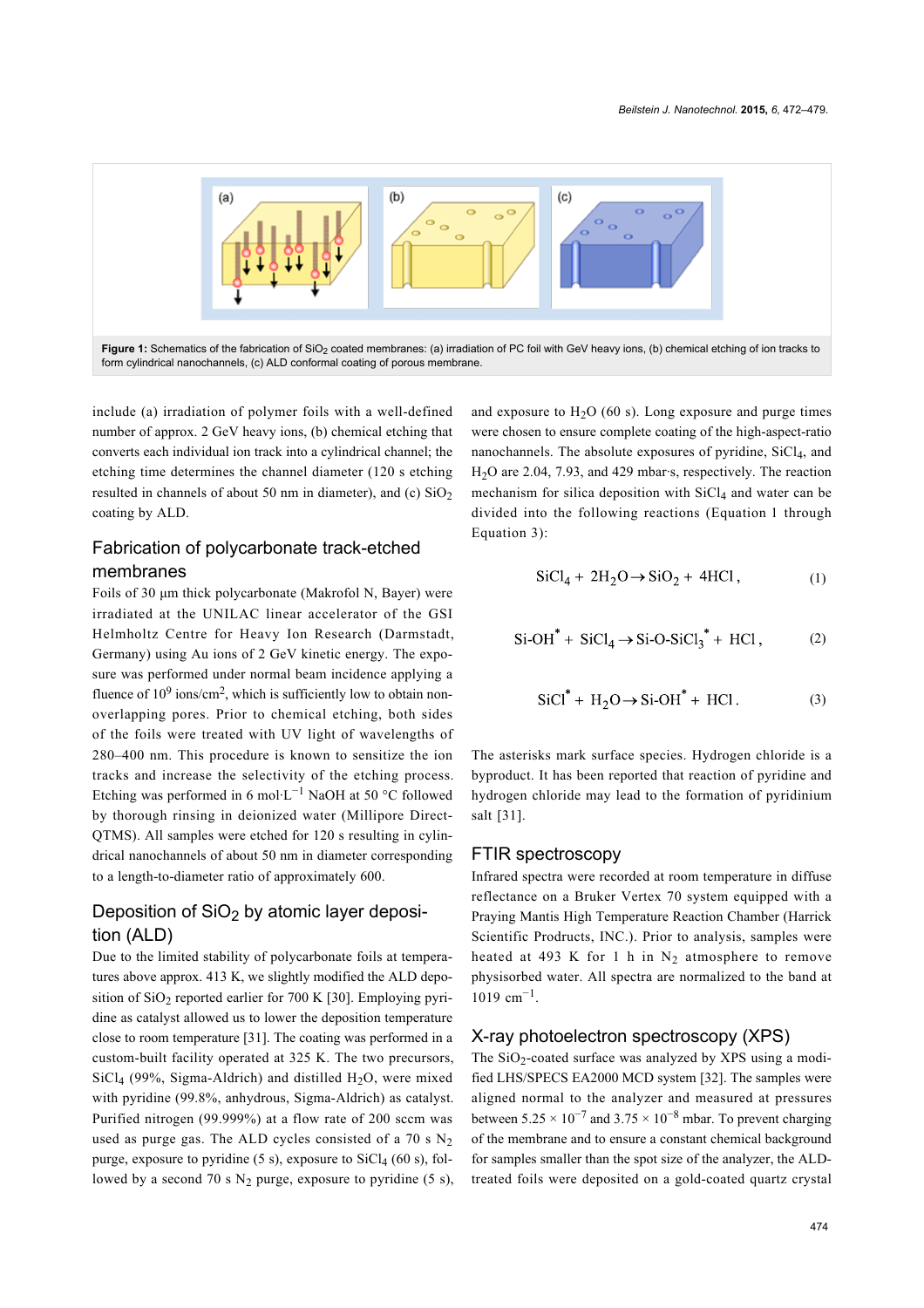Figure 1: Schematics of the fabrication of $SiO_2$ coated membranes: (a) irradiation of PC foil with GeV heavy ions, (b) chemical etching of ion tracks to form cylindrical nanochannels, (c) ALD conformal coating of porous membrane.

include (a) irradiation of polymer foils with a well-defined number of approx. 2 GeV heavy ions, (b) chemical etching that converts each individual ion track into a cylindrical channel; the etching time determines the channel diameter (120 s etching resulted in channels of about 50 nm in diameter), and (c) $SiO_2$ coating by ALD.

## Fabrication of polycarbonate track-etched membranes

Foils of 30 µm thick polycarbonate (Makrofol N, Bayer) were irradiated at the UNILAC linear accelerator of the GSI Helmholtz Centre for Heavy Ion Research (Darmstadt, Germany) using Au ions of 2 GeV kinetic energy. The exposure was performed under normal beam incidence applying a fluence of $10^9$ ions/cm$^2$, which is sufficiently low to obtain non-overlapping pores. Prior to chemical etching, both sides of the foils were treated with UV light of wavelengths of 280–400 nm. This procedure is known to sensitize the ion tracks and increase the selectivity of the etching process. Etching was performed in 6 mol·L$^{-1}$ NaOH at 50 °C followed by thorough rinsing in deionized water (Millipore Direct-QTMS). All samples were etched for 120 s resulting in cylindrical nanochannels of about 50 nm in diameter corresponding to a length-to-diameter ratio of approximately 600.

## Deposition of $SiO_2$ by atomic layer deposition (ALD)

Due to the limited stability of polycarbonate foils at temperatures above approx. 413 K, we slightly modified the ALD deposition of $SiO_2$ reported earlier for 700 K [30]. Employing pyridine as catalyst allowed us to lower the deposition temperature close to room temperature [31]. The coating was performed in a custom-built facility operated at 325 K. The two precursors, $SiCl_4$ (99%, Sigma-Aldrich) and distilled $H_2O$, were mixed with pyridine (99.8%, anhydrous, Sigma-Aldrich) as catalyst. Purified nitrogen (99.999%) at a flow rate of 200 sccm was used as purge gas. The ALD cycles consisted of a 70 s $N_2$ purge, exposure to pyridine (5 s), exposure to $SiCl_4$ (60 s), followed by a second 70 s $N_2$ purge, exposure to pyridine (5 s), and exposure to $H_2O$ (60 s). Long exposure and purge times were chosen to ensure complete coating of the high-aspect-ratio nanochannels. The absolute exposures of pyridine, $SiCl_4$, and $H_2O$ are 2.04, 7.93, and 429 mbar·s, respectively. The reaction mechanism for silica deposition with $SiCl_4$ and water can be divided into the following reactions (Equation 1 through Equation 3):

$$SiCl_4 + 2H_2O \rightarrow SiO_2 + 4HCl\,, \quad (1)$$

$$Si\text{-}OH^* + SiCl_4 \rightarrow Si\text{-}O\text{-}SiCl_3^* + HCl\,, \quad (2)$$

$$SiCl^* + H_2O \rightarrow Si\text{-}OH^* + HCl\,. \quad (3)$$

The asterisks mark surface species. Hydrogen chloride is a byproduct. It has been reported that reaction of pyridine and hydrogen chloride may lead to the formation of pyridinium salt [31].

## FTIR spectroscopy

Infrared spectra were recorded at room temperature in diffuse reflectance on a Bruker Vertex 70 system equipped with a Praying Mantis High Temperature Reaction Chamber (Harrick Scientific Prodructs, INC.). Prior to analysis, samples were heated at 493 K for 1 h in $N_2$ atmosphere to remove physisorbed water. All spectra are normalized to the band at 1019 cm$^{-1}$.

## X-ray photoelectron spectroscopy (XPS)

The $SiO_2$-coated surface was analyzed by XPS using a modified LHS/SPECS EA2000 MCD system [32]. The samples were aligned normal to the analyzer and measured at pressures between $5.25 \times 10^{-7}$ and $3.75 \times 10^{-8}$ mbar. To prevent charging of the membrane and to ensure a constant chemical background for samples smaller than the spot size of the analyzer, the ALD-treated foils were deposited on a gold-coated quartz crystal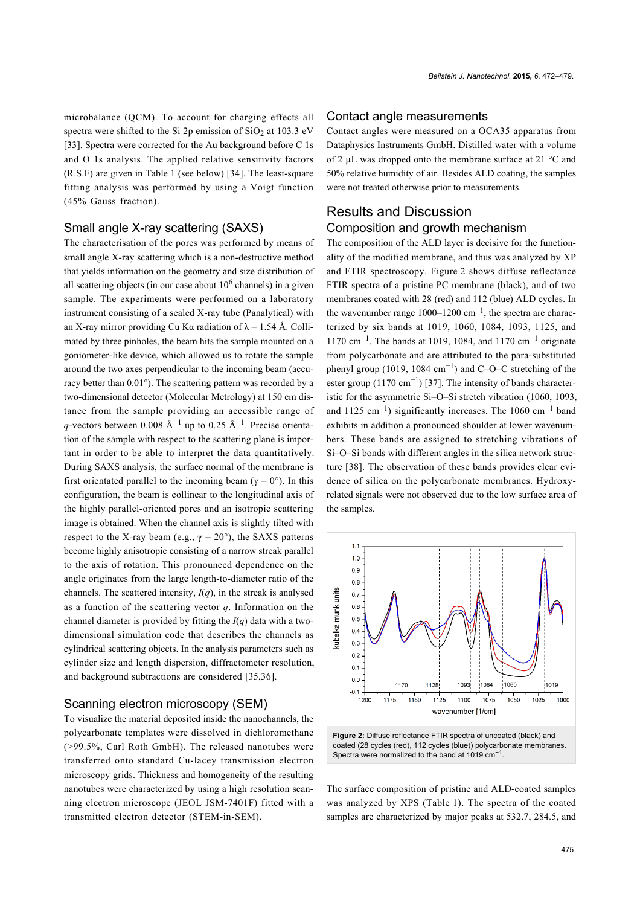microbalance (QCM). To account for charging effects all spectra were shifted to the Si 2p emission of $SiO_2$ at 103.3 eV [33]. Spectra were corrected for the Au background before C 1s and O 1s analysis. The applied relative sensitivity factors (R.S.F) are given in Table 1 (see below) [34]. The least-square fitting analysis was performed by using a Voigt function (45% Gauss fraction).

## Small angle X-ray scattering (SAXS)

The characterisation of the pores was performed by means of small angle X-ray scattering which is a non-destructive method that yields information on the geometry and size distribution of all scattering objects (in our case about $10^6$ channels) in a given sample. The experiments were performed on a laboratory instrument consisting of a sealed X-ray tube (Panalytical) with an X-ray mirror providing Cu Kα radiation of $\lambda = 1.54$ Å. Collimated by three pinholes, the beam hits the sample mounted on a goniometer-like device, which allowed us to rotate the sample around the two axes perpendicular to the incoming beam (accuracy better than 0.01°). The scattering pattern was recorded by a two-dimensional detector (Molecular Metrology) at 150 cm distance from the sample providing an accessible range of $q$-vectors between 0.008 $Å^{-1}$ up to 0.25 $Å^{-1}$. Precise orientation of the sample with respect to the scattering plane is important in order to be able to interpret the data quantitatively. During SAXS analysis, the surface normal of the membrane is first orientated parallel to the incoming beam ($\gamma = 0°$). In this configuration, the beam is collinear to the longitudinal axis of the highly parallel-oriented pores and an isotropic scattering image is obtained. When the channel axis is slightly tilted with respect to the X-ray beam (e.g., $\gamma = 20°$), the SAXS patterns become highly anisotropic consisting of a narrow streak parallel to the axis of rotation. This pronounced dependence on the angle originates from the large length-to-diameter ratio of the channels. The scattered intensity, $I(q)$, in the streak is analysed as a function of the scattering vector $q$. Information on the channel diameter is provided by fitting the $I(q)$ data with a two-dimensional simulation code that describes the channels as cylindrical scattering objects. In the analysis parameters such as cylinder size and length dispersion, diffractometer resolution, and background subtractions are considered [35,36].

## Scanning electron microscopy (SEM)

To visualize the material deposited inside the nanochannels, the polycarbonate templates were dissolved in dichloromethane (>99.5%, Carl Roth GmbH). The released nanotubes were transferred onto standard Cu-lacey transmission electron microscopy grids. Thickness and homogeneity of the resulting nanotubes were characterized by using a high resolution scanning electron microscope (JEOL JSM-7401F) fitted with a transmitted electron detector (STEM-in-SEM).

## Contact angle measurements

Contact angles were measured on a OCA35 apparatus from Dataphysics Instruments GmbH. Distilled water with a volume of 2 µL was dropped onto the membrane surface at 21 °C and 50% relative humidity of air. Besides ALD coating, the samples were not treated otherwise prior to measurements.

# Results and Discussion

## Composition and growth mechanism

The composition of the ALD layer is decisive for the functionality of the modified membrane, and thus was analyzed by XP and FTIR spectroscopy. Figure 2 shows diffuse reflectance FTIR spectra of a pristine PC membrane (black), and of two membranes coated with 28 (red) and 112 (blue) ALD cycles. In the wavenumber range 1000–1200 $cm^{-1}$, the spectra are characterized by six bands at 1019, 1060, 1084, 1093, 1125, and 1170 $cm^{-1}$. The bands at 1019, 1084, and 1170 $cm^{-1}$ originate from polycarbonate and are attributed to the para-substituted phenyl group (1019, 1084 $cm^{-1}$) and C–O–C stretching of the ester group (1170 $cm^{-1}$) [37]. The intensity of bands characteristic for the asymmetric Si–O–Si stretch vibration (1060, 1093, and 1125 $cm^{-1}$) significantly increases. The 1060 $cm^{-1}$ band exhibits in addition a pronounced shoulder at lower wavenumbers. These bands are assigned to stretching vibrations of Si–O–Si bonds with different angles in the silica network structure [38]. The observation of these bands provides clear evidence of silica on the polycarbonate membranes. Hydroxy-related signals were not observed due to the low surface area of the samples.

**Figure 2:** Diffuse reflectance FTIR spectra of uncoated (black) and coated (28 cycles (red), 112 cycles (blue)) polycarbonate membranes. Spectra were normalized to the band at 1019 $cm^{-1}$.

The surface composition of pristine and ALD-coated samples was analyzed by XPS (Table 1). The spectra of the coated samples are characterized by major peaks at 532.7, 284.5, and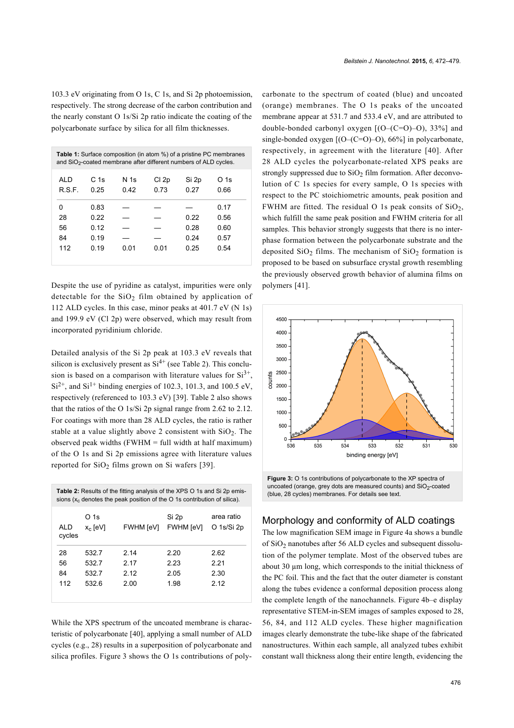103.3 eV originating from O 1s, C 1s, and Si 2p photoemission, respectively. The strong decrease of the carbon contribution and the nearly constant O 1s/Si 2p ratio indicate the coating of the polycarbonate surface by silica for all film thicknesses.

**Table 1:** Surface composition (in atom %) of a pristine PC membranes and $SiO_2$-coated membrane after different numbers of ALD cycles.

| ALD<br>R.S.F. | C 1s<br>0.25 | N 1s<br>0.42 | Cl 2p<br>0.73 | Si 2p<br>0.27 | O 1s<br>0.66 |
|---|---|---|---|---|---|
| 0 | 0.83 | — | — | — | 0.17 |
| 28 | 0.22 | — | — | 0.22 | 0.56 |
| 56 | 0.12 | — | — | 0.28 | 0.60 |
| 84 | 0.19 | — | — | 0.24 | 0.57 |
| 112 | 0.19 | 0.01 | 0.01 | 0.25 | 0.54 |

Despite the use of pyridine as catalyst, impurities were only detectable for the $SiO_2$ film obtained by application of 112 ALD cycles. In this case, minor peaks at 401.7 eV (N 1s) and 199.9 eV (Cl 2p) were observed, which may result from incorporated pyridinium chloride.

Detailed analysis of the Si 2p peak at 103.3 eV reveals that silicon is exclusively present as $Si^{4+}$ (see Table 2). This conclusion is based on a comparison with literature values for $Si^{3+}$, $Si^{2+}$, and $Si^{1+}$ binding energies of 102.3, 101.3, and 100.5 eV, respectively (referenced to 103.3 eV) [39]. Table 2 also shows that the ratios of the O 1s/Si 2p signal range from 2.62 to 2.12. For coatings with more than 28 ALD cycles, the ratio is rather stable at a value slightly above 2 consistent with $SiO_2$. The observed peak widths (FWHM = full width at half maximum) of the O 1s and Si 2p emissions agree with literature values reported for $SiO_2$ films grown on Si wafers [39].

**Table 2:** Results of the fitting analysis of the XPS O 1s and Si 2p emissions ($x_c$ denotes the peak position of the O 1s contribution of silica).

| ALD cycles | O 1s<br>$x_c$ [eV] | FWHM [eV] | Si 2p<br>FWHM [eV] | area ratio<br>O 1s/Si 2p |
|---|---|---|---|---|
| 28 | 532.7 | 2.14 | 2.20 | 2.62 |
| 56 | 532.7 | 2.17 | 2.23 | 2.21 |
| 84 | 532.7 | 2.12 | 2.05 | 2.30 |
| 112 | 532.6 | 2.00 | 1.98 | 2.12 |

While the XPS spectrum of the uncoated membrane is characteristic of polycarbonate [40], applying a small number of ALD cycles (e.g., 28) results in a superposition of polycarbonate and silica profiles. Figure 3 shows the O 1s contributions of polycarbonate to the spectrum of coated (blue) and uncoated (orange) membranes. The O 1s peaks of the uncoated membrane appear at 531.7 and 533.4 eV, and are attributed to double-bonded carbonyl oxygen [(O–(C=O)–O), 33%] and single-bonded oxygen [(O–(C=O)–O), 66%] in polycarbonate, respectively, in agreement with the literature [40]. After 28 ALD cycles the polycarbonate-related XPS peaks are strongly suppressed due to $SiO_2$ film formation. After deconvolution of C 1s species for every sample, O 1s species with respect to the PC stoichiometric amounts, peak position and FWHM are fitted. The residual O 1s peak consits of $SiO_2$, which fulfill the same peak position and FWHM criteria for all samples. This behavior strongly suggests that there is no interphase formation between the polycarbonate substrate and the deposited $SiO_2$ films. The mechanism of $SiO_2$ formation is proposed to be based on subsurface crystal growth resembling the previously observed growth behavior of alumina films on polymers [41].

**Figure 3:** O 1s contributions of polycarbonate to the XP spectra of uncoated (orange, grey dots are measured counts) and $SiO_2$-coated (blue, 28 cycles) membranes. For details see text.

## Morphology and conformity of ALD coatings

The low magnification SEM image in Figure 4a shows a bundle of $SiO_2$ nanotubes after 56 ALD cycles and subsequent dissolution of the polymer template. Most of the observed tubes are about 30 µm long, which corresponds to the initial thickness of the PC foil. This and the fact that the outer diameter is constant along the tubes evidence a conformal deposition process along the complete length of the nanochannels. Figure 4b–e display representative STEM-in-SEM images of samples exposed to 28, 56, 84, and 112 ALD cycles. These higher magnification images clearly demonstrate the tube-like shape of the fabricated nanostructures. Within each sample, all analyzed tubes exhibit constant wall thickness along their entire length, evidencing the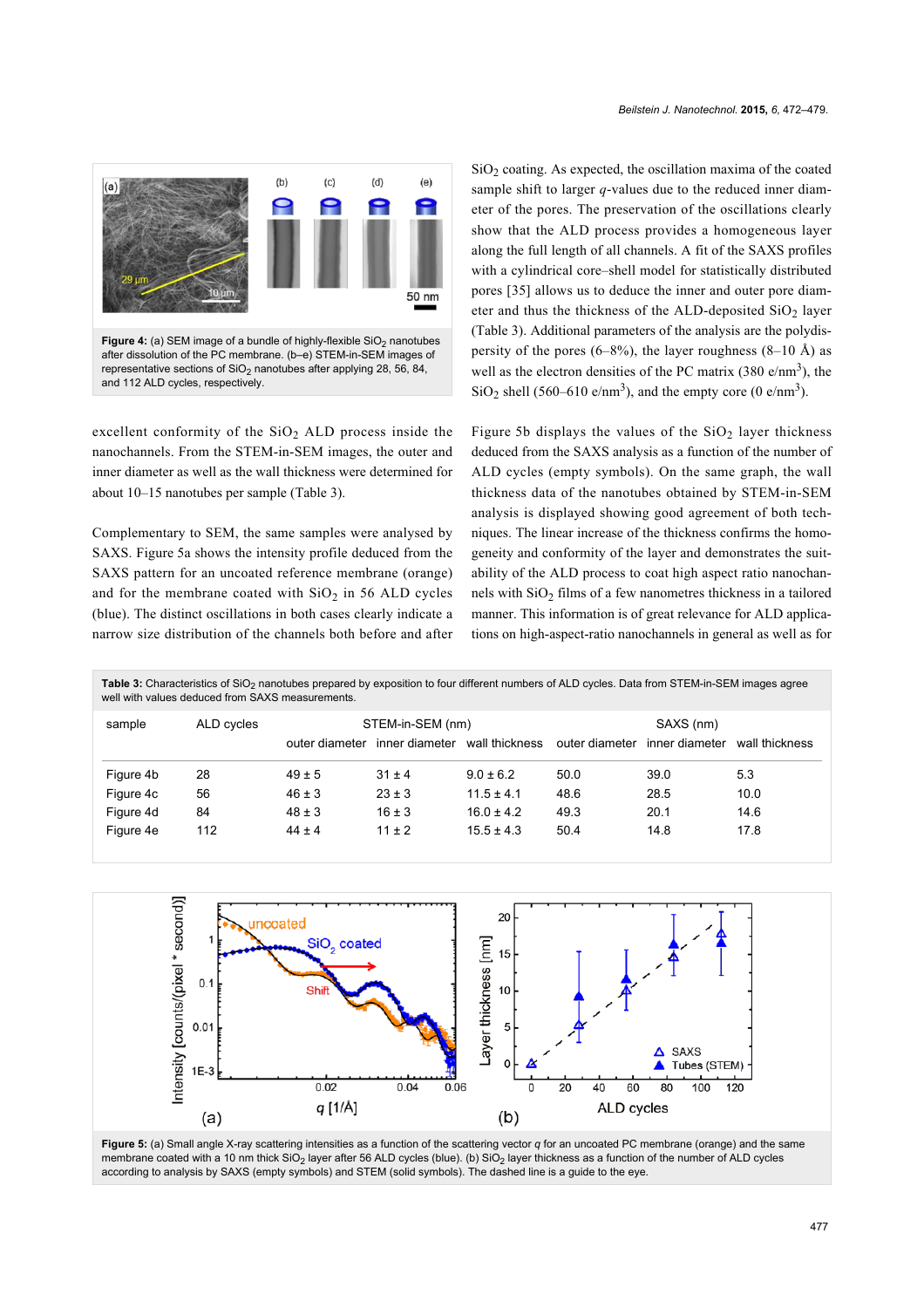**Figure 4:** (a) SEM image of a bundle of highly-flexible $SiO_2$ nanotubes after dissolution of the PC membrane. (b–e) STEM-in-SEM images of representative sections of $SiO_2$ nanotubes after applying 28, 56, 84, and 112 ALD cycles, respectively.

excellent conformity of the $SiO_2$ ALD process inside the nanochannels. From the STEM-in-SEM images, the outer and inner diameter as well as the wall thickness were determined for about 10–15 nanotubes per sample (Table 3).

Complementary to SEM, the same samples were analysed by SAXS. Figure 5a shows the intensity profile deduced from the SAXS pattern for an uncoated reference membrane (orange) and for the membrane coated with $SiO_2$ in 56 ALD cycles (blue). The distinct oscillations in both cases clearly indicate a narrow size distribution of the channels both before and after $SiO_2$ coating. As expected, the oscillation maxima of the coated sample shift to larger $q$-values due to the reduced inner diameter of the pores. The preservation of the oscillations clearly show that the ALD process provides a homogeneous layer along the full length of all channels. A fit of the SAXS profiles with a cylindrical core–shell model for statistically distributed pores [35] allows us to deduce the inner and outer pore diameter and thus the thickness of the ALD-deposited $SiO_2$ layer (Table 3). Additional parameters of the analysis are the polydispersity of the pores (6–8%), the layer roughness (8–10 Å) as well as the electron densities of the PC matrix (380 e/nm$^3$), the $SiO_2$ shell (560–610 e/nm$^3$), and the empty core (0 e/nm$^3$).

Figure 5b displays the values of the $SiO_2$ layer thickness deduced from the SAXS analysis as a function of the number of ALD cycles (empty symbols). On the same graph, the wall thickness data of the nanotubes obtained by STEM-in-SEM analysis is displayed showing good agreement of both techniques. The linear increase of the thickness confirms the homogeneity and conformity of the layer and demonstrates the suitability of the ALD process to coat high aspect ratio nanochannels with $SiO_2$ films of a few nanometres thickness in a tailored manner. This information is of great relevance for ALD applications on high-aspect-ratio nanochannels in general as well as for

**Table 3:** Characteristics of $SiO_2$ nanotubes prepared by exposition to four different numbers of ALD cycles. Data from STEM-in-SEM images agree well with values deduced from SAXS measurements.

| sample | ALD cycles | STEM-in-SEM (nm) | | | SAXS (nm) | | |
|---|---|---|---|---|---|---|---|
| | | outer diameter | inner diameter | wall thickness | outer diameter | inner diameter | wall thickness |
| Figure 4b | 28 | 49 ± 5 | 31 ± 4 | 9.0 ± 6.2 | 50.0 | 39.0 | 5.3 |
| Figure 4c | 56 | 46 ± 3 | 23 ± 3 | 11.5 ± 4.1 | 48.6 | 28.5 | 10.0 |
| Figure 4d | 84 | 48 ± 3 | 16 ± 3 | 16.0 ± 4.2 | 49.3 | 20.1 | 14.6 |
| Figure 4e | 112 | 44 ± 4 | 11 ± 2 | 15.5 ± 4.3 | 50.4 | 14.8 | 17.8 |

**Figure 5:** (a) Small angle X-ray scattering intensities as a function of the scattering vector $q$ for an uncoated PC membrane (orange) and the same membrane coated with a 10 nm thick $SiO_2$ layer after 56 ALD cycles (blue). (b) $SiO_2$ layer thickness as a function of the number of ALD cycles according to analysis by SAXS (empty symbols) and STEM (solid symbols). The dashed line is a guide to the eye.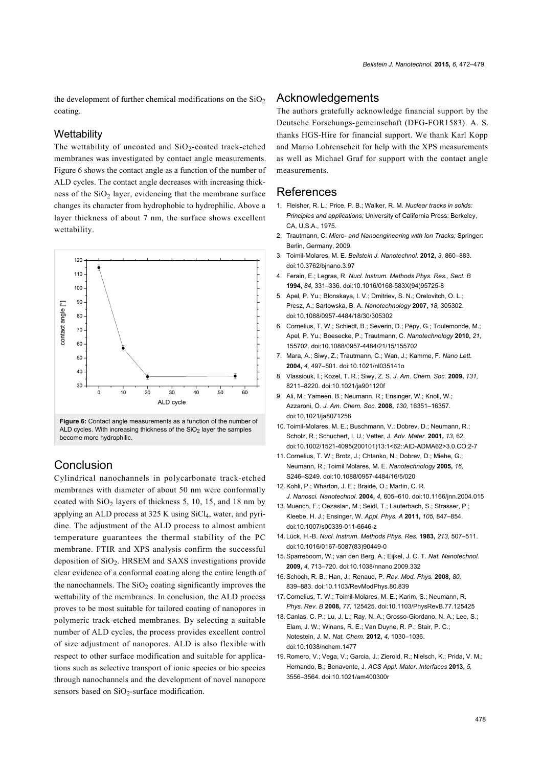the development of further chemical modifications on the $SiO_2$ coating.

### Wettability

The wettability of uncoated and $SiO_2$-coated track-etched membranes was investigated by contact angle measurements. Figure 6 shows the contact angle as a function of the number of ALD cycles. The contact angle decreases with increasing thickness of the $SiO_2$ layer, evidencing that the membrane surface changes its character from hydrophobic to hydrophilic. Above a layer thickness of about 7 nm, the surface shows excellent wettability.

**Figure 6:** Contact angle measurements as a function of the number of ALD cycles. With increasing thickness of the $SiO_2$ layer the samples become more hydrophilic.

## Conclusion

Cylindrical nanochannels in polycarbonate track-etched membranes with diameter of about 50 nm were conformally coated with $SiO_2$ layers of thickness 5, 10, 15, and 18 nm by applying an ALD process at 325 K using $SiCl_4$, water, and pyridine. The adjustment of the ALD process to almost ambient temperature guarantees the thermal stability of the PC membrane. FTIR and XPS analysis confirm the successful deposition of $SiO_2$. HRSEM and SAXS investigations provide clear evidence of a conformal coating along the entire length of the nanochannels. The $SiO_2$ coating significantly improves the wettability of the membranes. In conclusion, the ALD process proves to be most suitable for tailored coating of nanopores in polymeric track-etched membranes. By selecting a suitable number of ALD cycles, the process provides excellent control of size adjustment of nanopores. ALD is also flexible with respect to other surface modification and suitable for applications such as selective transport of ionic species or bio species through nanochannels and the development of novel nanopore sensors based on $SiO_2$-surface modification.

## Acknowledgements

The authors gratefully acknowledge financial support by the Deutsche Forschungs-gemeinschaft (DFG-FOR1583). A. S. thanks HGS-Hire for financial support. We thank Karl Kopp and Marno Lohrenscheit for help with the XPS measurements as well as Michael Graf for support with the contact angle measurements.

## References

1. Fleisher, R. L.; Price, P. B.; Walker, R. M. *Nuclear tracks in solids: Principles and applications;* University of California Press: Berkeley, CA, U.S.A., 1975.
2. Trautmann, C. *Micro- and Nanoengineering with Ion Tracks;* Springer: Berlin, Germany, 2009.
3. Toimil-Molares, M. E. *Beilstein J. Nanotechnol.* **2012,** *3,* 860–883. doi:10.3762/bjnano.3.97
4. Ferain, E.; Legras, R. *Nucl. Instrum. Methods Phys. Res., Sect. B* **1994,** *84,* 331–336. doi:10.1016/0168-583X(94)95725-8
5. Apel, P. Yu.; Blonskaya, I. V.; Dmitriev, S. N.; Orelovitch, O. L.; Presz, A.; Sartowska, B. A. *Nanotechnology* **2007,** *18,* 305302. doi:10.1088/0957-4484/18/30/305302
6. Cornelius, T. W.; Schiedt, B.; Severin, D.; Pépy, G.; Toulemonde, M.; Apel, P. Yu.; Boesecke, P.; Trautmann, C. *Nanotechnology* **2010,** *21,* 155702. doi:10.1088/0957-4484/21/15/155702
7. Mara, A.; Siwy, Z.; Trautmann, C.; Wan, J.; Kamme, F. *Nano Lett.* **2004,** *4,* 497–501. doi:10.1021/nl035141o
8. Vlassiouk, I.; Kozel, T. R.; Siwy, Z. S. *J. Am. Chem. Soc.* **2009,** *131,* 8211–8220. doi:10.1021/ja901120f
9. Ali, M.; Yameen, B.; Neumann, R.; Ensinger, W.; Knoll, W.; Azzaroni, O. *J. Am. Chem. Soc.* **2008,** *130,* 16351–16357. doi:10.1021/ja8071258
10. Toimil-Molares, M. E.; Buschmann, V.; Dobrev, D.; Neumann, R.; Scholz, R.; Schuchert, I. U.; Vetter, J. *Adv. Mater.* **2001,** *13,* 62. doi:10.1002/1521-4095(200101)13:1<62::AID-ADMA62>3.0.CO;2-7
11. Cornelius, T. W.; Brotz, J.; Chtanko, N.; Dobrev, D.; Miehe, G.; Neumann, R.; Toimil Molares, M. E. *Nanotechnology* **2005,** *16,* S246–S249. doi:10.1088/0957-4484/16/5/020
12. Kohli, P.; Wharton, J. E.; Braide, O.; Martin, C. R. *J. Nanosci. Nanotechnol.* **2004,** *4,* 605–610. doi:10.1166/jnn.2004.015
13. Muench, F.; Oezaslan, M.; Seidl, T.; Lauterbach, S.; Strasser, P.; Kleebe, H. J.; Ensinger, W. *Appl. Phys. A* **2011,** *105,* 847–854. doi:10.1007/s00339-011-6646-z
14. Lück, H.-B. *Nucl. Instrum. Methods Phys. Res.* **1983,** *213,* 507–511. doi:10.1016/0167-5087(83)90449-0
15. Sparreboom, W.; van den Berg, A.; Eijkel, J. C. T. *Nat. Nanotechnol.* **2009,** *4,* 713–720. doi:10.1038/nnano.2009.332
16. Schoch, R. B.; Han, J.; Renaud, P. *Rev. Mod. Phys.* **2008,** *80,* 839–883. doi:10.1103/RevModPhys.80.839
17. Cornelius, T. W.; Toimil-Molares, M. E.; Karim, S.; Neumann, R. *Phys. Rev. B* **2008,** *77,* 125425. doi:10.1103/PhysRevB.77.125425
18. Canlas, C. P.; Lu, J. L.; Ray, N. A.; Grosso-Giordano, N. A.; Lee, S.; Elam, J. W.; Winans, R. E.; Van Duyne, R. P.; Stair, P. C.; Notestein, J. M. *Nat. Chem.* **2012,** *4,* 1030–1036. doi:10.1038/nchem.1477
19. Romero, V.; Vega, V.; Garcia, J.; Zierold, R.; Nielsch, K.; Prida, V. M.; Hernando, B.; Benavente, J. *ACS Appl. Mater. Interfaces* **2013,** *5,* 3556–3564. doi:10.1021/am400300r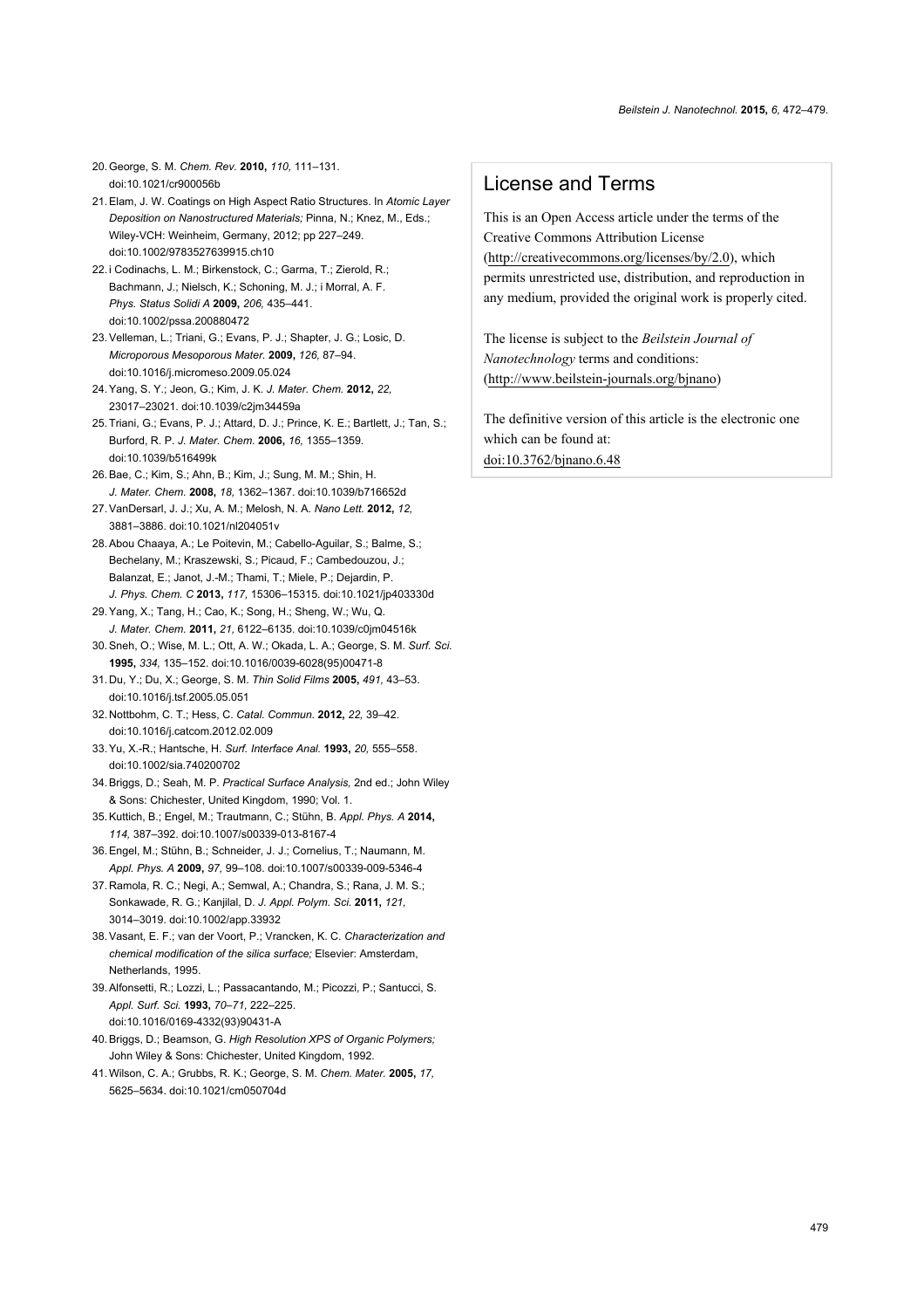20. George, S. M. *Chem. Rev.* **2010,** *110,* 111–131. doi:10.1021/cr900056b
21. Elam, J. W. Coatings on High Aspect Ratio Structures. In *Atomic Layer Deposition on Nanostructured Materials;* Pinna, N.; Knez, M., Eds.; Wiley-VCH: Weinheim, Germany, 2012; pp 227–249. doi:10.1002/9783527639915.ch10
22. i Codinachs, L. M.; Birkenstock, C.; Garma, T.; Zierold, R.; Bachmann, J.; Nielsch, K.; Schoning, M. J.; i Morral, A. F. *Phys. Status Solidi A* **2009,** *206,* 435–441. doi:10.1002/pssa.200880472
23. Velleman, L.; Triani, G.; Evans, P. J.; Shapter, J. G.; Losic, D. *Microporous Mesoporous Mater.* **2009,** *126,* 87–94. doi:10.1016/j.micromeso.2009.05.024
24. Yang, S. Y.; Jeon, G.; Kim, J. K. *J. Mater. Chem.* **2012,** *22,* 23017–23021. doi:10.1039/c2jm34459a
25. Triani, G.; Evans, P. J.; Attard, D. J.; Prince, K. E.; Bartlett, J.; Tan, S.; Burford, R. P. *J. Mater. Chem.* **2006,** *16,* 1355–1359. doi:10.1039/b516499k
26. Bae, C.; Kim, S.; Ahn, B.; Kim, J.; Sung, M. M.; Shin, H. *J. Mater. Chem.* **2008,** *18,* 1362–1367. doi:10.1039/b716652d
27. VanDersarl, J. J.; Xu, A. M.; Melosh, N. A. *Nano Lett.* **2012,** *12,* 3881–3886. doi:10.1021/nl204051v
28. Abou Chaaya, A.; Le Poitevin, M.; Cabello-Aguilar, S.; Balme, S.; Bechelany, M.; Kraszewski, S.; Picaud, F.; Cambedouzou, J.; Balanzat, E.; Janot, J.-M.; Thami, T.; Miele, P.; Dejardin, P. *J. Phys. Chem. C* **2013,** *117,* 15306–15315. doi:10.1021/jp403330d
29. Yang, X.; Tang, H.; Cao, K.; Song, H.; Sheng, W.; Wu, Q. *J. Mater. Chem.* **2011,** *21,* 6122–6135. doi:10.1039/c0jm04516k
30. Sneh, O.; Wise, M. L.; Ott, A. W.; Okada, L. A.; George, S. M. *Surf. Sci.* **1995,** *334,* 135–152. doi:10.1016/0039-6028(95)00471-8
31. Du, Y.; Du, X.; George, S. M. *Thin Solid Films* **2005,** *491,* 43–53. doi:10.1016/j.tsf.2005.05.051
32. Nottbohm, C. T.; Hess, C. *Catal. Commun.* **2012,** *22,* 39–42. doi:10.1016/j.catcom.2012.02.009
33. Yu, X.-R.; Hantsche, H. *Surf. Interface Anal.* **1993,** *20,* 555–558. doi:10.1002/sia.740200702
34. Briggs, D.; Seah, M. P. *Practical Surface Analysis,* 2nd ed.; John Wiley & Sons: Chichester, United Kingdom, 1990; Vol. 1.
35. Kuttich, B.; Engel, M.; Trautmann, C.; Stühn, B. *Appl. Phys. A* **2014,** *114,* 387–392. doi:10.1007/s00339-013-8167-4
36. Engel, M.; Stühn, B.; Schneider, J. J.; Cornelius, T.; Naumann, M. *Appl. Phys. A* **2009,** *97,* 99–108. doi:10.1007/s00339-009-5346-4
37. Ramola, R. C.; Negi, A.; Semwal, A.; Chandra, S.; Rana, J. M. S.; Sonkawade, R. G.; Kanjilal, D. *J. Appl. Polym. Sci.* **2011,** *121,* 3014–3019. doi:10.1002/app.33932
38. Vasant, E. F.; van der Voort, P.; Vrancken, K. C. *Characterization and chemical modification of the silica surface;* Elsevier: Amsterdam, Netherlands, 1995.
39. Alfonsetti, R.; Lozzi, L.; Passacantando, M.; Picozzi, P.; Santucci, S. *Appl. Surf. Sci.* **1993,** *70–71,* 222–225. doi:10.1016/0169-4332(93)90431-A
40. Briggs, D.; Beamson, G. *High Resolution XPS of Organic Polymers;* John Wiley & Sons: Chichester, United Kingdom, 1992.
41. Wilson, C. A.; Grubbs, R. K.; George, S. M. *Chem. Mater.* **2005,** *17,* 5625–5634. doi:10.1021/cm050704d

## License and Terms

This is an Open Access article under the terms of the Creative Commons Attribution License (http://creativecommons.org/licenses/by/2.0), which permits unrestricted use, distribution, and reproduction in any medium, provided the original work is properly cited.

The license is subject to the *Beilstein Journal of Nanotechnology* terms and conditions: (http://www.beilstein-journals.org/bjnano)

The definitive version of this article is the electronic one which can be found at: doi:10.3762/bjnano.6.48